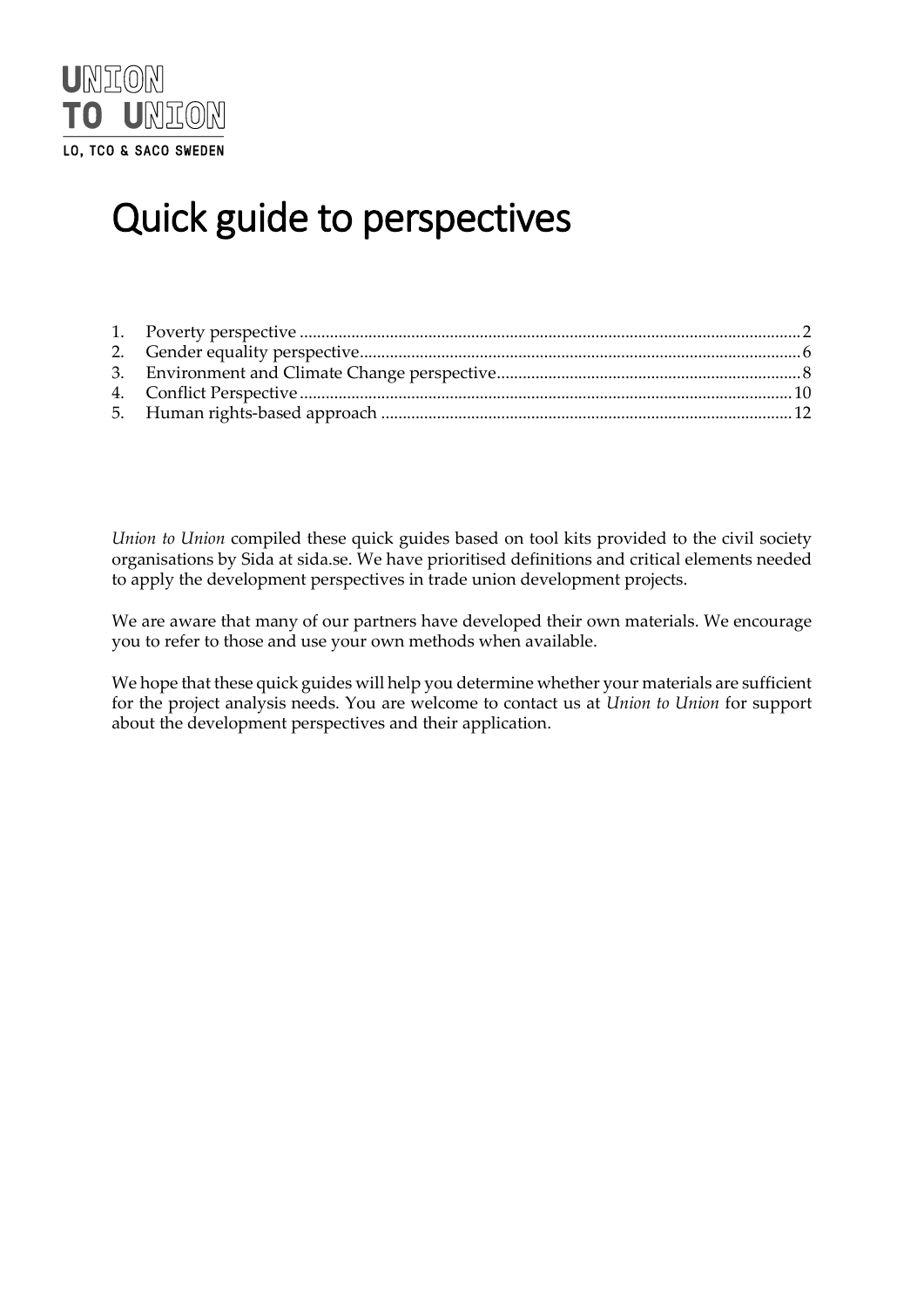UNION
TO UNION
LO, TCO & SACO SWEDEN

# Quick guide to perspectives

1. Poverty perspective .......... 2
2. Gender equality perspective .......... 6
3. Environment and Climate Change perspective .......... 8
4. Conflict Perspective .......... 10
5. Human rights-based approach .......... 12

*Union to Union* compiled these quick guides based on tool kits provided to the civil society organisations by Sida at sida.se. We have prioritised definitions and critical elements needed to apply the development perspectives in trade union development projects.

We are aware that many of our partners have developed their own materials. We encourage you to refer to those and use your own methods when available.

We hope that these quick guides will help you determine whether your materials are sufficient for the project analysis needs. You are welcome to contact us at *Union to Union* for support about the development perspectives and their application.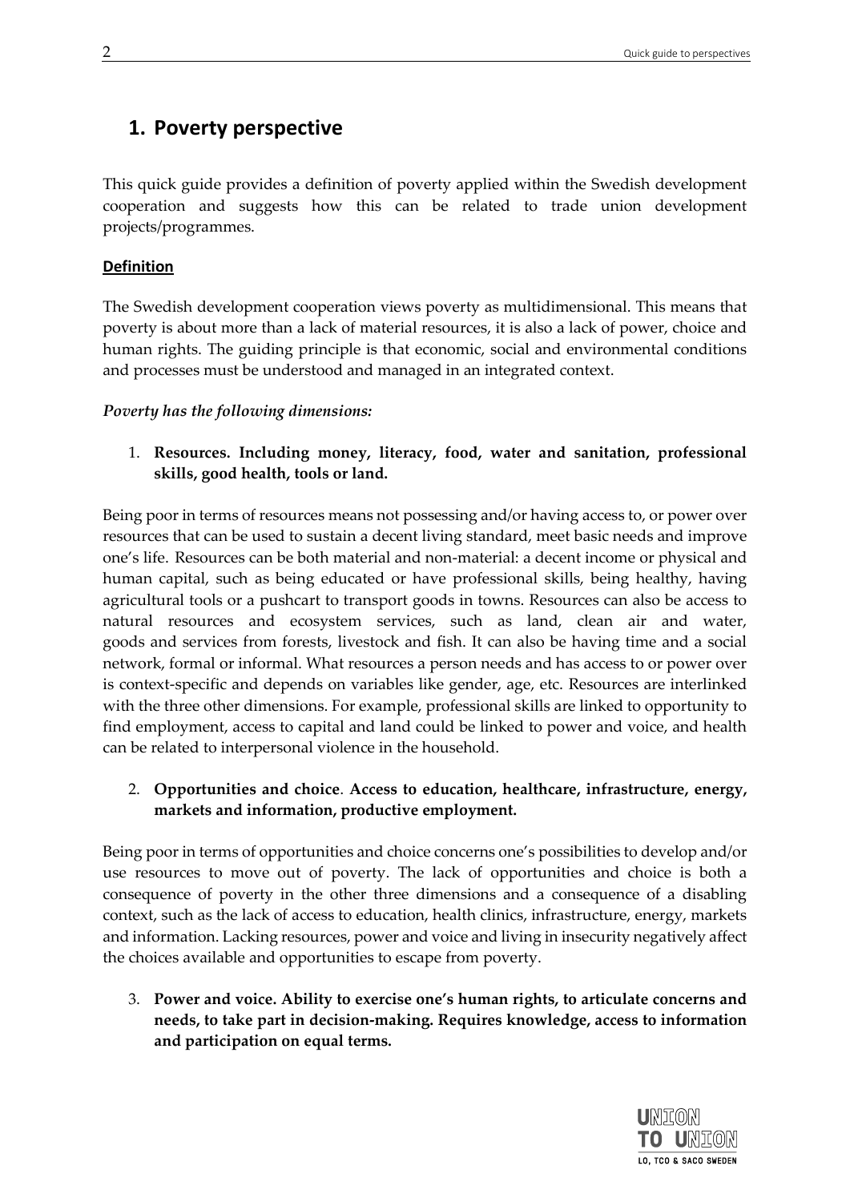# 1. Poverty perspective

This quick guide provides a definition of poverty applied within the Swedish development cooperation and suggests how this can be related to trade union development projects/programmes.

**Definition**

The Swedish development cooperation views poverty as multidimensional. This means that poverty is about more than a lack of material resources, it is also a lack of power, choice and human rights. The guiding principle is that economic, social and environmental conditions and processes must be understood and managed in an integrated context.

***Poverty has the following dimensions:***

1. **Resources. Including money, literacy, food, water and sanitation, professional skills, good health, tools or land.**

Being poor in terms of resources means not possessing and/or having access to, or power over resources that can be used to sustain a decent living standard, meet basic needs and improve one's life. Resources can be both material and non-material: a decent income or physical and human capital, such as being educated or have professional skills, being healthy, having agricultural tools or a pushcart to transport goods in towns. Resources can also be access to natural resources and ecosystem services, such as land, clean air and water, goods and services from forests, livestock and fish. It can also be having time and a social network, formal or informal. What resources a person needs and has access to or power over is context-specific and depends on variables like gender, age, etc. Resources are interlinked with the three other dimensions. For example, professional skills are linked to opportunity to find employment, access to capital and land could be linked to power and voice, and health can be related to interpersonal violence in the household.

2. **Opportunities and choice**. **Access to education, healthcare, infrastructure, energy, markets and information, productive employment.**

Being poor in terms of opportunities and choice concerns one's possibilities to develop and/or use resources to move out of poverty. The lack of opportunities and choice is both a consequence of poverty in the other three dimensions and a consequence of a disabling context, such as the lack of access to education, health clinics, infrastructure, energy, markets and information. Lacking resources, power and voice and living in insecurity negatively affect the choices available and opportunities to escape from poverty.

3. **Power and voice. Ability to exercise one's human rights, to articulate concerns and needs, to take part in decision-making. Requires knowledge, access to information and participation on equal terms.**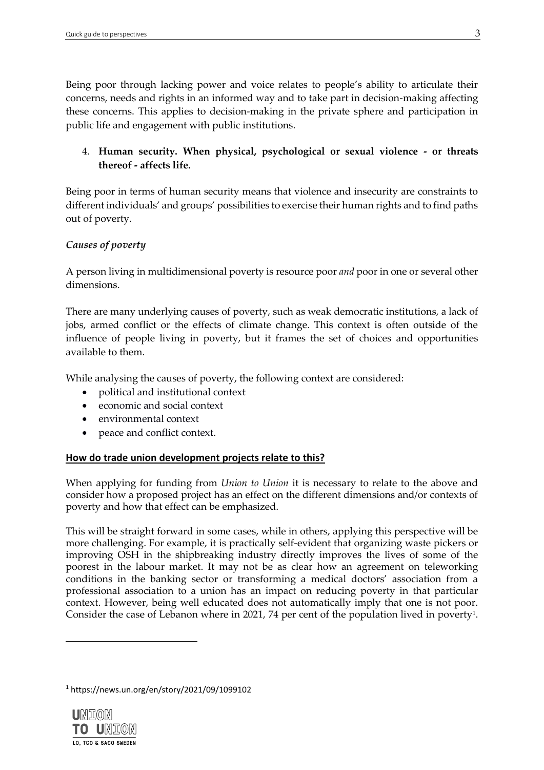Being poor through lacking power and voice relates to people's ability to articulate their concerns, needs and rights in an informed way and to take part in decision-making affecting these concerns. This applies to decision-making in the private sphere and participation in public life and engagement with public institutions.

4. **Human security. When physical, psychological or sexual violence - or threats thereof - affects life.**

Being poor in terms of human security means that violence and insecurity are constraints to different individuals' and groups' possibilities to exercise their human rights and to find paths out of poverty.

### *Causes of poverty*

A person living in multidimensional poverty is resource poor *and* poor in one or several other dimensions.

There are many underlying causes of poverty, such as weak democratic institutions, a lack of jobs, armed conflict or the effects of climate change. This context is often outside of the influence of people living in poverty, but it frames the set of choices and opportunities available to them.

While analysing the causes of poverty, the following context are considered:

- political and institutional context
- economic and social context
- environmental context
- peace and conflict context.

## How do trade union development projects relate to this?

When applying for funding from *Union to Union* it is necessary to relate to the above and consider how a proposed project has an effect on the different dimensions and/or contexts of poverty and how that effect can be emphasized.

This will be straight forward in some cases, while in others, applying this perspective will be more challenging. For example, it is practically self-evident that organizing waste pickers or improving OSH in the shipbreaking industry directly improves the lives of some of the poorest in the labour market. It may not be as clear how an agreement on teleworking conditions in the banking sector or transforming a medical doctors' association from a professional association to a union has an impact on reducing poverty in that particular context. However, being well educated does not automatically imply that one is not poor. Consider the case of Lebanon where in 2021, 74 per cent of the population lived in poverty[1].

---

[1] https://news.un.org/en/story/2021/09/1099102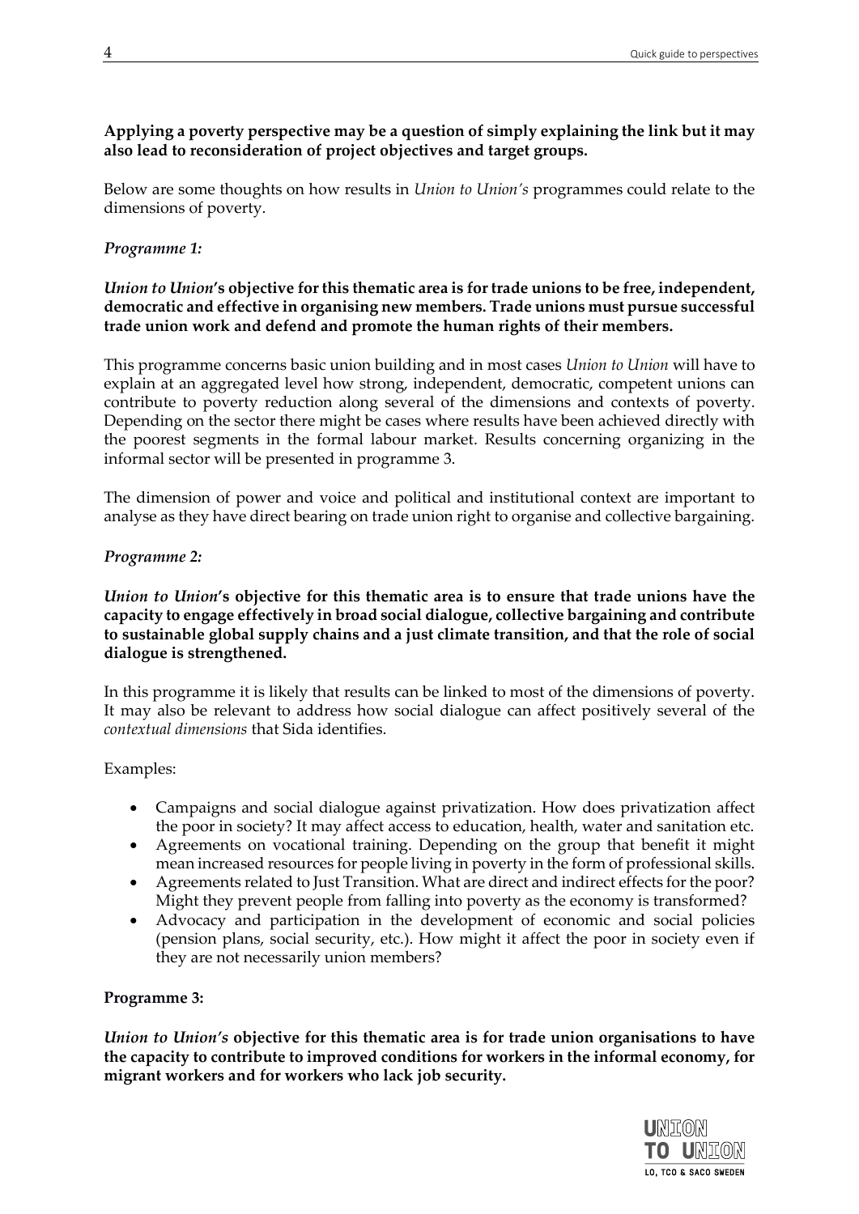**Applying a poverty perspective may be a question of simply explaining the link but it may also lead to reconsideration of project objectives and target groups.**

Below are some thoughts on how results in *Union to Union's* programmes could relate to the dimensions of poverty.

*Programme 1:*

***Union to Union*'s objective for this thematic area is for trade unions to be free, independent, democratic and effective in organising new members. Trade unions must pursue successful trade union work and defend and promote the human rights of their members.**

This programme concerns basic union building and in most cases *Union to Union* will have to explain at an aggregated level how strong, independent, democratic, competent unions can contribute to poverty reduction along several of the dimensions and contexts of poverty. Depending on the sector there might be cases where results have been achieved directly with the poorest segments in the formal labour market. Results concerning organizing in the informal sector will be presented in programme 3.

The dimension of power and voice and political and institutional context are important to analyse as they have direct bearing on trade union right to organise and collective bargaining.

*Programme 2:*

***Union to Union*'s objective for this thematic area is to ensure that trade unions have the capacity to engage effectively in broad social dialogue, collective bargaining and contribute to sustainable global supply chains and a just climate transition, and that the role of social dialogue is strengthened.**

In this programme it is likely that results can be linked to most of the dimensions of poverty. It may also be relevant to address how social dialogue can affect positively several of the *contextual dimensions* that Sida identifies.

Examples:

- Campaigns and social dialogue against privatization. How does privatization affect the poor in society? It may affect access to education, health, water and sanitation etc.
- Agreements on vocational training. Depending on the group that benefit it might mean increased resources for people living in poverty in the form of professional skills.
- Agreements related to Just Transition. What are direct and indirect effects for the poor? Might they prevent people from falling into poverty as the economy is transformed?
- Advocacy and participation in the development of economic and social policies (pension plans, social security, etc.). How might it affect the poor in society even if they are not necessarily union members?

**Programme 3:**

***Union to Union's* objective for this thematic area is for trade union organisations to have the capacity to contribute to improved conditions for workers in the informal economy, for migrant workers and for workers who lack job security.**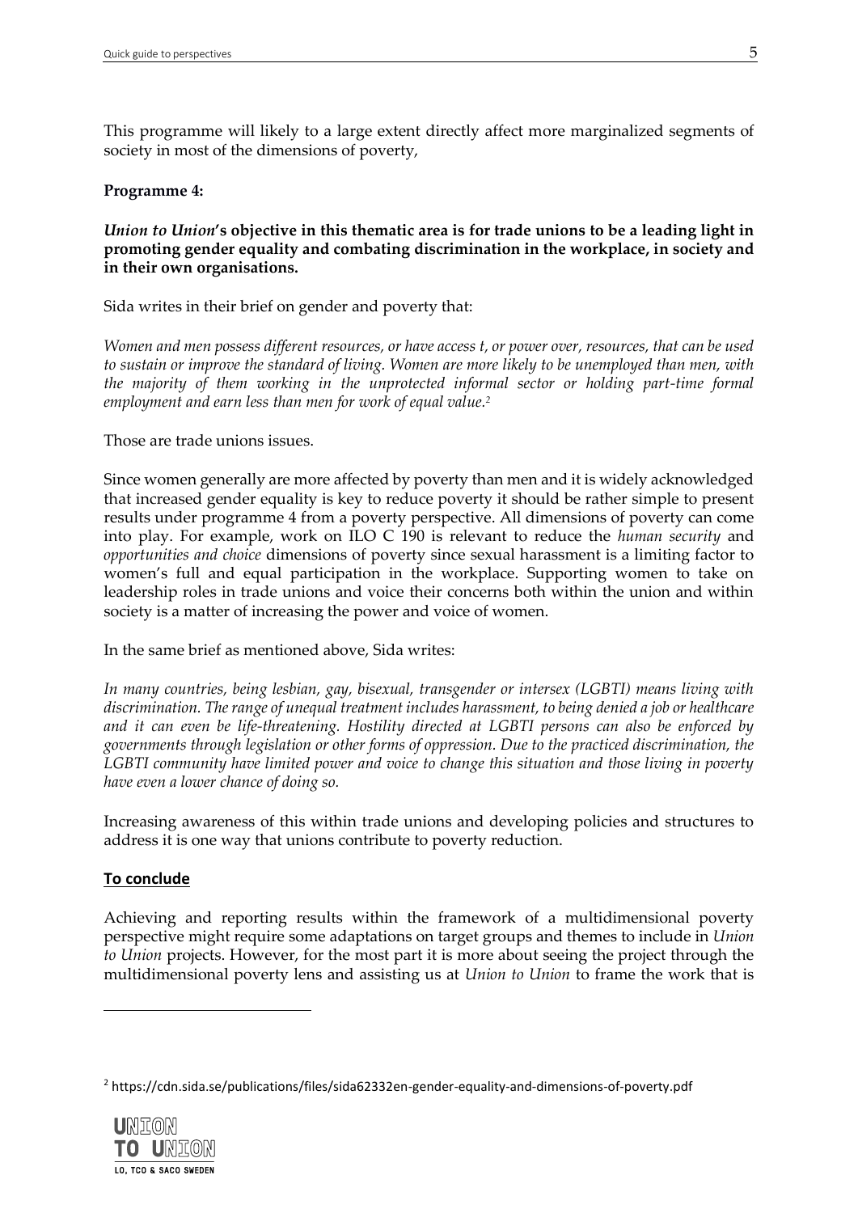This programme will likely to a large extent directly affect more marginalized segments of society in most of the dimensions of poverty,

**Programme 4:**

***Union to Union*'s objective in this thematic area is for trade unions to be a leading light in promoting gender equality and combating discrimination in the workplace, in society and in their own organisations.**

Sida writes in their brief on gender and poverty that:

*Women and men possess different resources, or have access t, or power over, resources, that can be used to sustain or improve the standard of living. Women are more likely to be unemployed than men, with the majority of them working in the unprotected informal sector or holding part-time formal employment and earn less than men for work of equal value.*[2]

Those are trade unions issues.

Since women generally are more affected by poverty than men and it is widely acknowledged that increased gender equality is key to reduce poverty it should be rather simple to present results under programme 4 from a poverty perspective. All dimensions of poverty can come into play. For example, work on ILO C 190 is relevant to reduce the *human security* and *opportunities and choice* dimensions of poverty since sexual harassment is a limiting factor to women's full and equal participation in the workplace. Supporting women to take on leadership roles in trade unions and voice their concerns both within the union and within society is a matter of increasing the power and voice of women.

In the same brief as mentioned above, Sida writes:

*In many countries, being lesbian, gay, bisexual, transgender or intersex (LGBTI) means living with discrimination. The range of unequal treatment includes harassment, to being denied a job or healthcare and it can even be life-threatening. Hostility directed at LGBTI persons can also be enforced by governments through legislation or other forms of oppression. Due to the practiced discrimination, the LGBTI community have limited power and voice to change this situation and those living in poverty have even a lower chance of doing so.*

Increasing awareness of this within trade unions and developing policies and structures to address it is one way that unions contribute to poverty reduction.

## To conclude

Achieving and reporting results within the framework of a multidimensional poverty perspective might require some adaptations on target groups and themes to include in *Union to Union* projects. However, for the most part it is more about seeing the project through the multidimensional poverty lens and assisting us at *Union to Union* to frame the work that is

---

[2] https://cdn.sida.se/publications/files/sida62332en-gender-equality-and-dimensions-of-poverty.pdf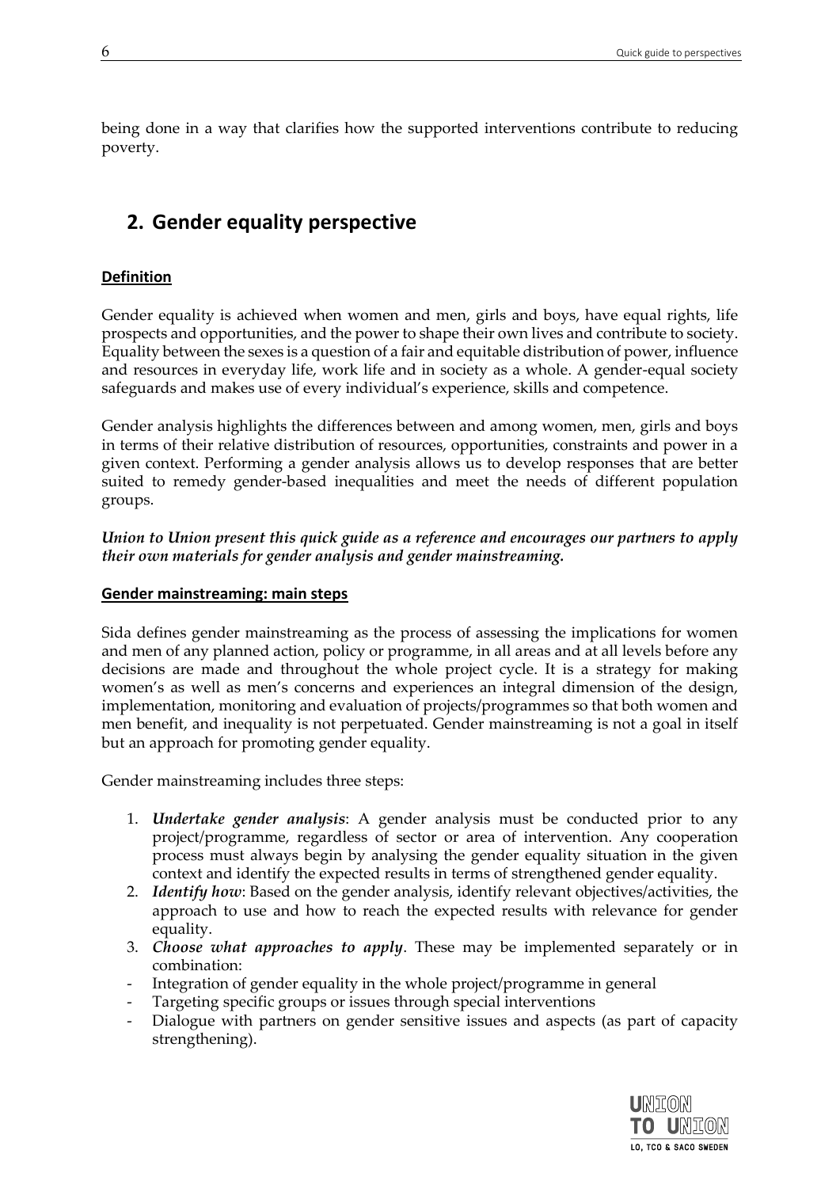being done in a way that clarifies how the supported interventions contribute to reducing poverty.

## 2. Gender equality perspective

**Definition**

Gender equality is achieved when women and men, girls and boys, have equal rights, life prospects and opportunities, and the power to shape their own lives and contribute to society. Equality between the sexes is a question of a fair and equitable distribution of power, influence and resources in everyday life, work life and in society as a whole. A gender-equal society safeguards and makes use of every individual's experience, skills and competence.

Gender analysis highlights the differences between and among women, men, girls and boys in terms of their relative distribution of resources, opportunities, constraints and power in a given context. Performing a gender analysis allows us to develop responses that are better suited to remedy gender-based inequalities and meet the needs of different population groups.

***Union to Union present this quick guide as a reference and encourages our partners to apply their own materials for gender analysis and gender mainstreaming.***

**Gender mainstreaming: main steps**

Sida defines gender mainstreaming as the process of assessing the implications for women and men of any planned action, policy or programme, in all areas and at all levels before any decisions are made and throughout the whole project cycle. It is a strategy for making women's as well as men's concerns and experiences an integral dimension of the design, implementation, monitoring and evaluation of projects/programmes so that both women and men benefit, and inequality is not perpetuated. Gender mainstreaming is not a goal in itself but an approach for promoting gender equality.

Gender mainstreaming includes three steps:

1. ***Undertake gender analysis***: A gender analysis must be conducted prior to any project/programme, regardless of sector or area of intervention. Any cooperation process must always begin by analysing the gender equality situation in the given context and identify the expected results in terms of strengthened gender equality.
2. ***Identify how***: Based on the gender analysis, identify relevant objectives/activities, the approach to use and how to reach the expected results with relevance for gender equality.
3. ***Choose what approaches to apply***. These may be implemented separately or in combination:

- Integration of gender equality in the whole project/programme in general
- Targeting specific groups or issues through special interventions
- Dialogue with partners on gender sensitive issues and aspects (as part of capacity strengthening).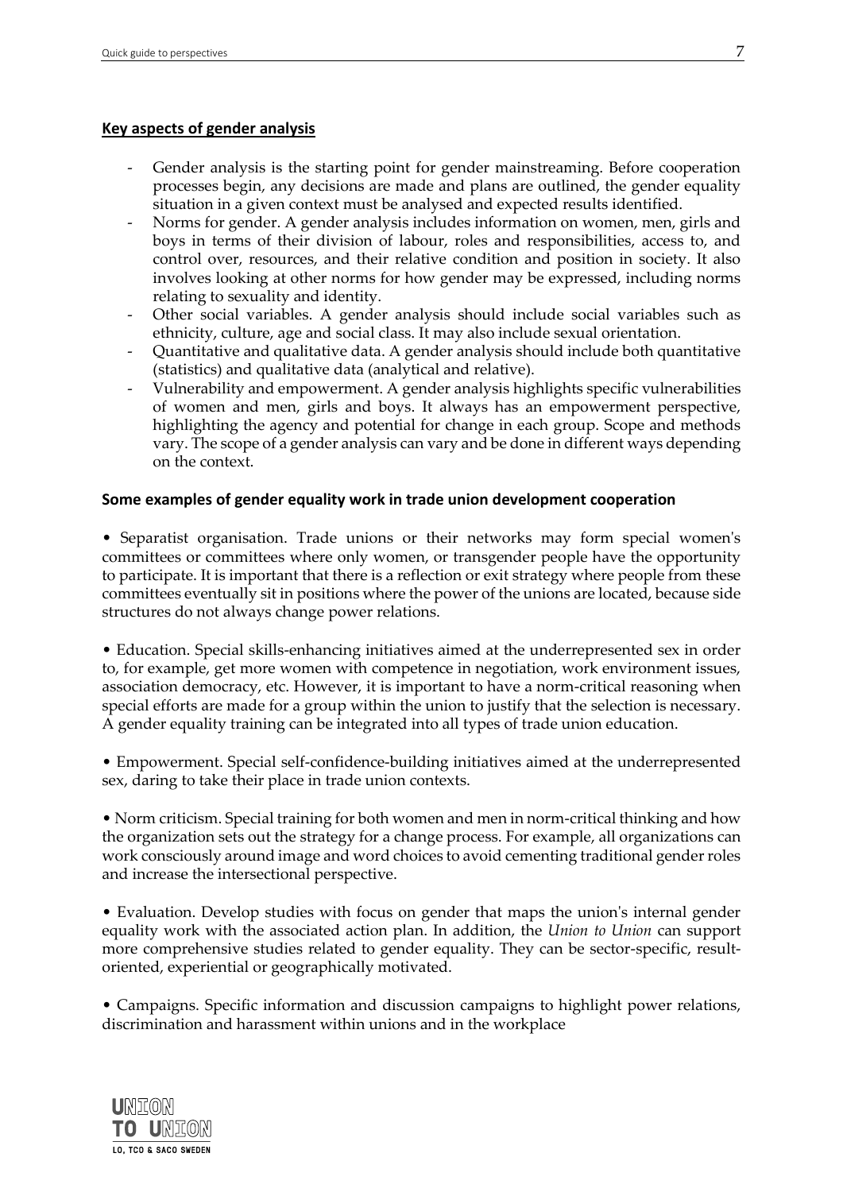## Key aspects of gender analysis

- Gender analysis is the starting point for gender mainstreaming. Before cooperation processes begin, any decisions are made and plans are outlined, the gender equality situation in a given context must be analysed and expected results identified.
- Norms for gender. A gender analysis includes information on women, men, girls and boys in terms of their division of labour, roles and responsibilities, access to, and control over, resources, and their relative condition and position in society. It also involves looking at other norms for how gender may be expressed, including norms relating to sexuality and identity.
- Other social variables. A gender analysis should include social variables such as ethnicity, culture, age and social class. It may also include sexual orientation.
- Quantitative and qualitative data. A gender analysis should include both quantitative (statistics) and qualitative data (analytical and relative).
- Vulnerability and empowerment. A gender analysis highlights specific vulnerabilities of women and men, girls and boys. It always has an empowerment perspective, highlighting the agency and potential for change in each group. Scope and methods vary. The scope of a gender analysis can vary and be done in different ways depending on the context.

### Some examples of gender equality work in trade union development cooperation

• Separatist organisation. Trade unions or their networks may form special women's committees or committees where only women, or transgender people have the opportunity to participate. It is important that there is a reflection or exit strategy where people from these committees eventually sit in positions where the power of the unions are located, because side structures do not always change power relations.

• Education. Special skills-enhancing initiatives aimed at the underrepresented sex in order to, for example, get more women with competence in negotiation, work environment issues, association democracy, etc. However, it is important to have a norm-critical reasoning when special efforts are made for a group within the union to justify that the selection is necessary. A gender equality training can be integrated into all types of trade union education.

• Empowerment. Special self-confidence-building initiatives aimed at the underrepresented sex, daring to take their place in trade union contexts.

• Norm criticism. Special training for both women and men in norm-critical thinking and how the organization sets out the strategy for a change process. For example, all organizations can work consciously around image and word choices to avoid cementing traditional gender roles and increase the intersectional perspective.

• Evaluation. Develop studies with focus on gender that maps the union's internal gender equality work with the associated action plan. In addition, the *Union to Union* can support more comprehensive studies related to gender equality. They can be sector-specific, result-oriented, experiential or geographically motivated.

• Campaigns. Specific information and discussion campaigns to highlight power relations, discrimination and harassment within unions and in the workplace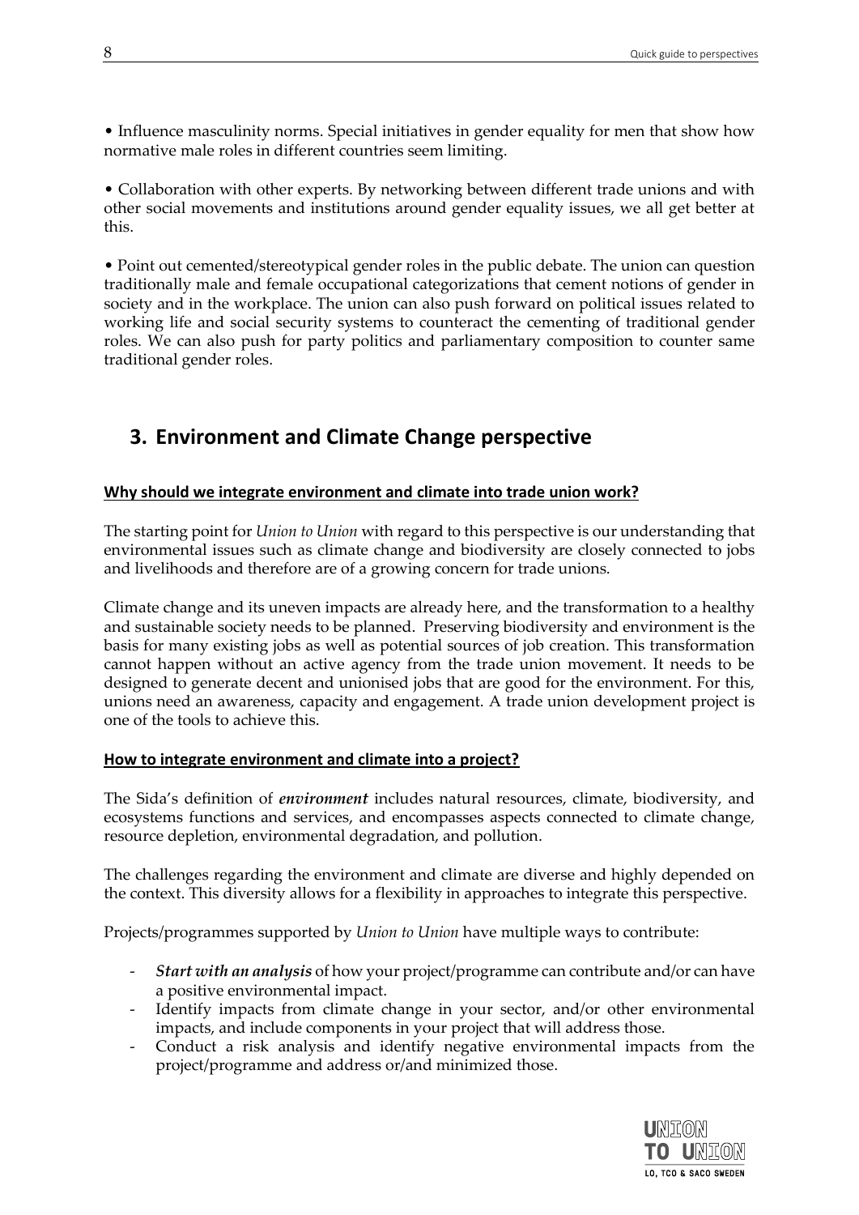• Influence masculinity norms. Special initiatives in gender equality for men that show how normative male roles in different countries seem limiting.

• Collaboration with other experts. By networking between different trade unions and with other social movements and institutions around gender equality issues, we all get better at this.

• Point out cemented/stereotypical gender roles in the public debate. The union can question traditionally male and female occupational categorizations that cement notions of gender in society and in the workplace. The union can also push forward on political issues related to working life and social security systems to counteract the cementing of traditional gender roles. We can also push for party politics and parliamentary composition to counter same traditional gender roles.

## 3. Environment and Climate Change perspective

**Why should we integrate environment and climate into trade union work?**

The starting point for *Union to Union* with regard to this perspective is our understanding that environmental issues such as climate change and biodiversity are closely connected to jobs and livelihoods and therefore are of a growing concern for trade unions.

Climate change and its uneven impacts are already here, and the transformation to a healthy and sustainable society needs to be planned. Preserving biodiversity and environment is the basis for many existing jobs as well as potential sources of job creation. This transformation cannot happen without an active agency from the trade union movement. It needs to be designed to generate decent and unionised jobs that are good for the environment. For this, unions need an awareness, capacity and engagement. A trade union development project is one of the tools to achieve this.

**How to integrate environment and climate into a project?**

The Sida's definition of ***environment*** includes natural resources, climate, biodiversity, and ecosystems functions and services, and encompasses aspects connected to climate change, resource depletion, environmental degradation, and pollution.

The challenges regarding the environment and climate are diverse and highly depended on the context. This diversity allows for a flexibility in approaches to integrate this perspective.

Projects/programmes supported by *Union to Union* have multiple ways to contribute:

- ***Start with an analysis*** of how your project/programme can contribute and/or can have a positive environmental impact.
- Identify impacts from climate change in your sector, and/or other environmental impacts, and include components in your project that will address those.
- Conduct a risk analysis and identify negative environmental impacts from the project/programme and address or/and minimized those.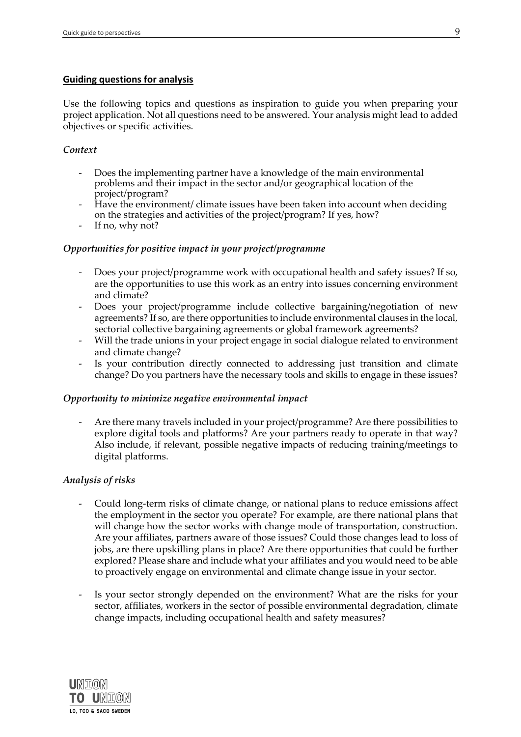## Guiding questions for analysis

Use the following topics and questions as inspiration to guide you when preparing your project application. Not all questions need to be answered. Your analysis might lead to added objectives or specific activities.

### *Context*

- Does the implementing partner have a knowledge of the main environmental problems and their impact in the sector and/or geographical location of the project/program?
- Have the environment/ climate issues have been taken into account when deciding on the strategies and activities of the project/program? If yes, how?
- If no, why not?

### *Opportunities for positive impact in your project/programme*

- Does your project/programme work with occupational health and safety issues? If so, are the opportunities to use this work as an entry into issues concerning environment and climate?
- Does your project/programme include collective bargaining/negotiation of new agreements? If so, are there opportunities to include environmental clauses in the local, sectorial collective bargaining agreements or global framework agreements?
- Will the trade unions in your project engage in social dialogue related to environment and climate change?
- Is your contribution directly connected to addressing just transition and climate change? Do you partners have the necessary tools and skills to engage in these issues?

### *Opportunity to minimize negative environmental impact*

- Are there many travels included in your project/programme? Are there possibilities to explore digital tools and platforms? Are your partners ready to operate in that way? Also include, if relevant, possible negative impacts of reducing training/meetings to digital platforms.

### *Analysis of risks*

- Could long-term risks of climate change, or national plans to reduce emissions affect the employment in the sector you operate? For example, are there national plans that will change how the sector works with change mode of transportation, construction. Are your affiliates, partners aware of those issues? Could those changes lead to loss of jobs, are there upskilling plans in place? Are there opportunities that could be further explored? Please share and include what your affiliates and you would need to be able to proactively engage on environmental and climate change issue in your sector.

- Is your sector strongly depended on the environment? What are the risks for your sector, affiliates, workers in the sector of possible environmental degradation, climate change impacts, including occupational health and safety measures?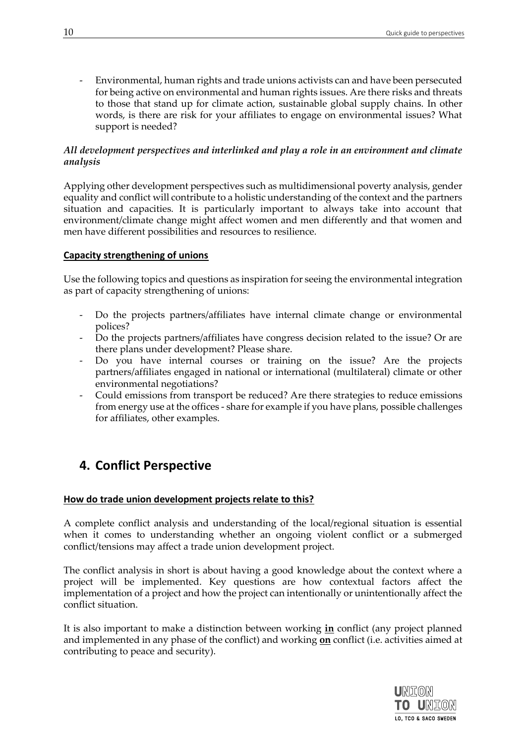- Environmental, human rights and trade unions activists can and have been persecuted for being active on environmental and human rights issues. Are there risks and threats to those that stand up for climate action, sustainable global supply chains. In other words, is there are risk for your affiliates to engage on environmental issues? What support is needed?

***All development perspectives and interlinked and play a role in an environment and climate analysis***

Applying other development perspectives such as multidimensional poverty analysis, gender equality and conflict will contribute to a holistic understanding of the context and the partners situation and capacities. It is particularly important to always take into account that environment/climate change might affect women and men differently and that women and men have different possibilities and resources to resilience.

**Capacity strengthening of unions**

Use the following topics and questions as inspiration for seeing the environmental integration as part of capacity strengthening of unions:

- Do the projects partners/affiliates have internal climate change or environmental polices?
- Do the projects partners/affiliates have congress decision related to the issue? Or are there plans under development? Please share.
- Do you have internal courses or training on the issue? Are the projects partners/affiliates engaged in national or international (multilateral) climate or other environmental negotiations?
- Could emissions from transport be reduced? Are there strategies to reduce emissions from energy use at the offices - share for example if you have plans, possible challenges for affiliates, other examples.

## 4. Conflict Perspective

**How do trade union development projects relate to this?**

A complete conflict analysis and understanding of the local/regional situation is essential when it comes to understanding whether an ongoing violent conflict or a submerged conflict/tensions may affect a trade union development project.

The conflict analysis in short is about having a good knowledge about the context where a project will be implemented. Key questions are how contextual factors affect the implementation of a project and how the project can intentionally or unintentionally affect the conflict situation.

It is also important to make a distinction between working **in** conflict (any project planned and implemented in any phase of the conflict) and working **on** conflict (i.e. activities aimed at contributing to peace and security).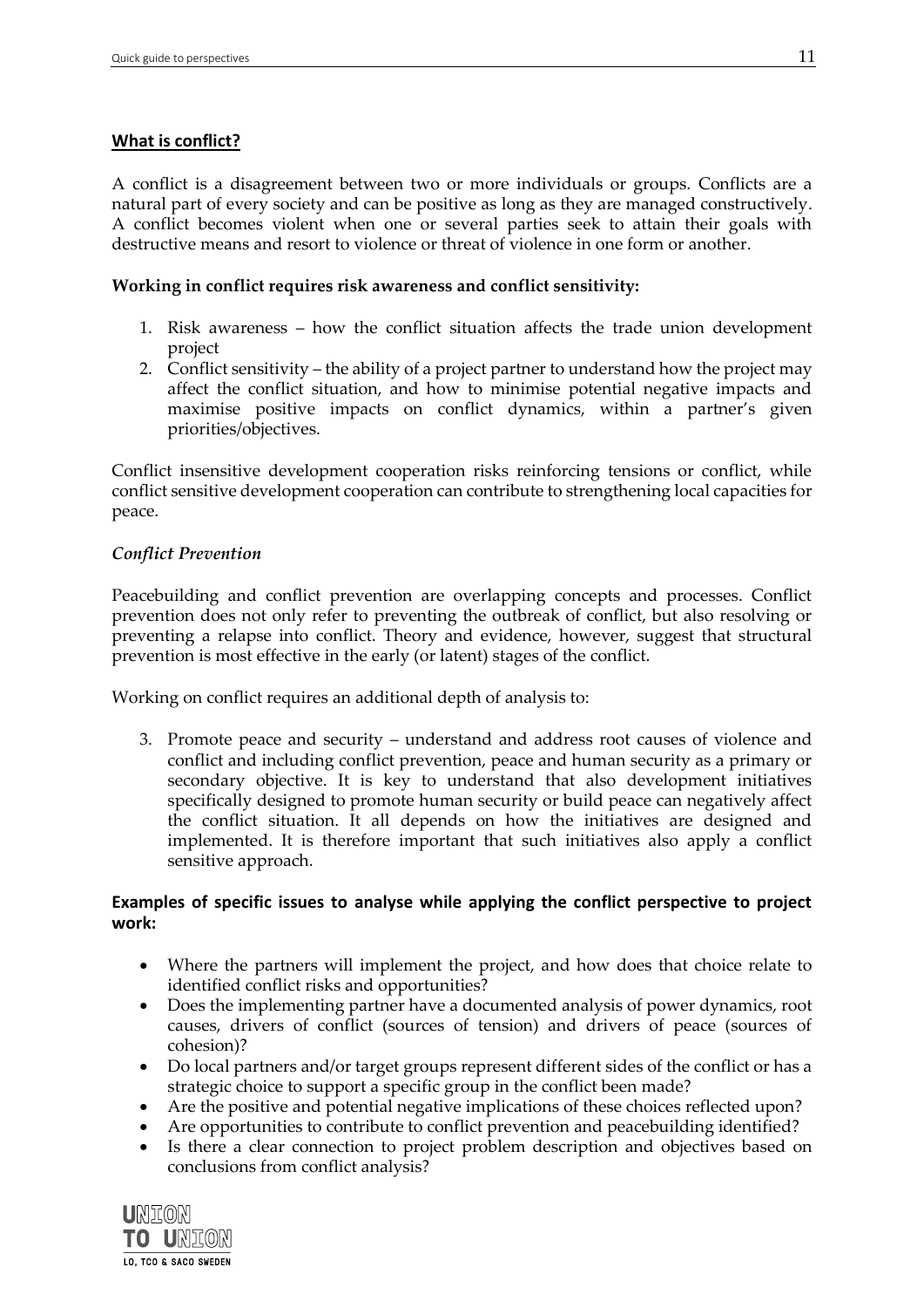## **What is conflict?**

A conflict is a disagreement between two or more individuals or groups. Conflicts are a natural part of every society and can be positive as long as they are managed constructively. A conflict becomes violent when one or several parties seek to attain their goals with destructive means and resort to violence or threat of violence in one form or another.

**Working in conflict requires risk awareness and conflict sensitivity:**

1. Risk awareness – how the conflict situation affects the trade union development project
2. Conflict sensitivity – the ability of a project partner to understand how the project may affect the conflict situation, and how to minimise potential negative impacts and maximise positive impacts on conflict dynamics, within a partner's given priorities/objectives.

Conflict insensitive development cooperation risks reinforcing tensions or conflict, while conflict sensitive development cooperation can contribute to strengthening local capacities for peace.

### *Conflict Prevention*

Peacebuilding and conflict prevention are overlapping concepts and processes. Conflict prevention does not only refer to preventing the outbreak of conflict, but also resolving or preventing a relapse into conflict. Theory and evidence, however, suggest that structural prevention is most effective in the early (or latent) stages of the conflict.

Working on conflict requires an additional depth of analysis to:

3. Promote peace and security – understand and address root causes of violence and conflict and including conflict prevention, peace and human security as a primary or secondary objective. It is key to understand that also development initiatives specifically designed to promote human security or build peace can negatively affect the conflict situation. It all depends on how the initiatives are designed and implemented. It is therefore important that such initiatives also apply a conflict sensitive approach.

**Examples of specific issues to analyse while applying the conflict perspective to project work:**

- Where the partners will implement the project, and how does that choice relate to identified conflict risks and opportunities?
- Does the implementing partner have a documented analysis of power dynamics, root causes, drivers of conflict (sources of tension) and drivers of peace (sources of cohesion)?
- Do local partners and/or target groups represent different sides of the conflict or has a strategic choice to support a specific group in the conflict been made?
- Are the positive and potential negative implications of these choices reflected upon?
- Are opportunities to contribute to conflict prevention and peacebuilding identified?
- Is there a clear connection to project problem description and objectives based on conclusions from conflict analysis?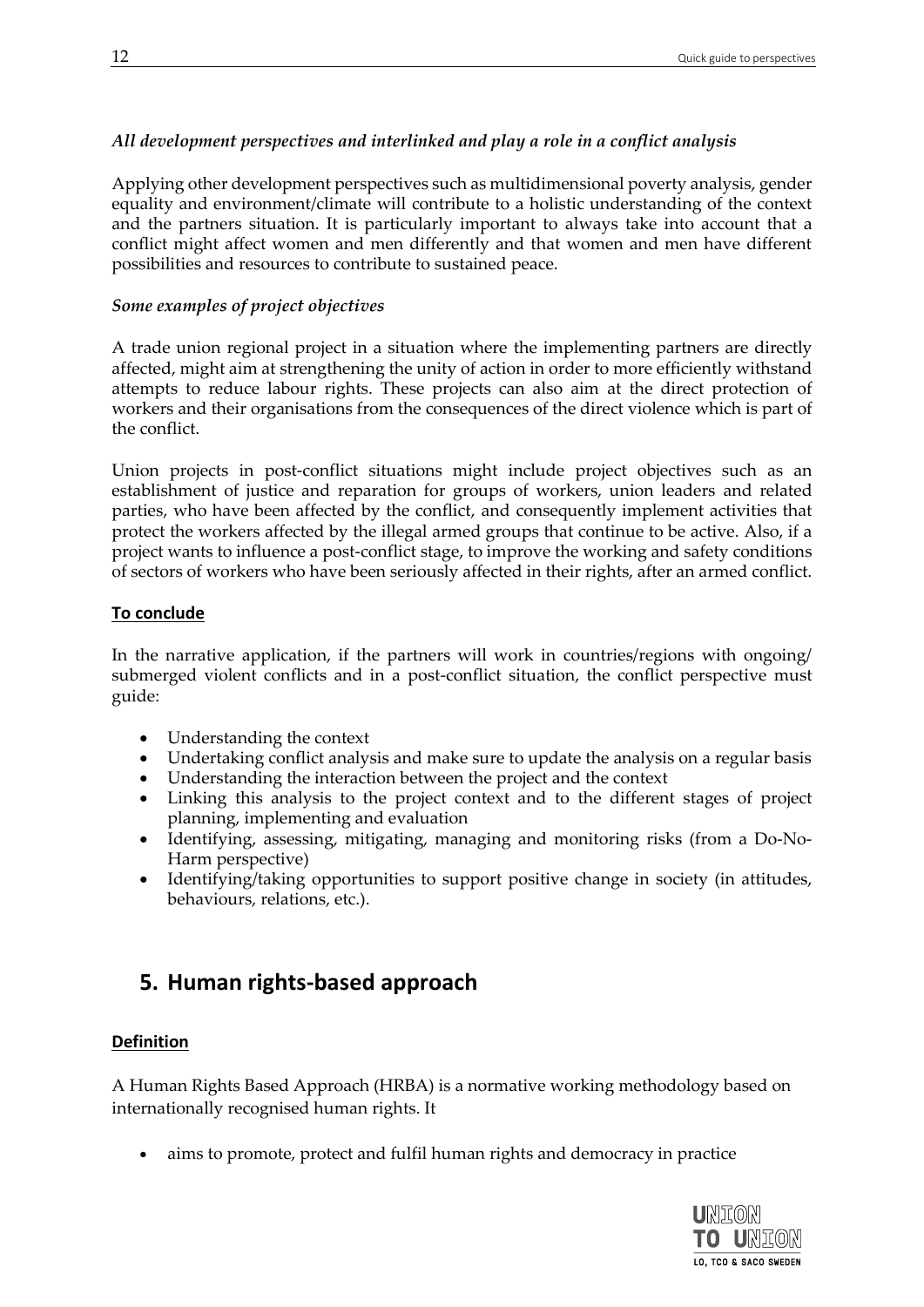*All development perspectives and interlinked and play a role in a conflict analysis*

Applying other development perspectives such as multidimensional poverty analysis, gender equality and environment/climate will contribute to a holistic understanding of the context and the partners situation. It is particularly important to always take into account that a conflict might affect women and men differently and that women and men have different possibilities and resources to contribute to sustained peace.

*Some examples of project objectives*

A trade union regional project in a situation where the implementing partners are directly affected, might aim at strengthening the unity of action in order to more efficiently withstand attempts to reduce labour rights. These projects can also aim at the direct protection of workers and their organisations from the consequences of the direct violence which is part of the conflict.

Union projects in post-conflict situations might include project objectives such as an establishment of justice and reparation for groups of workers, union leaders and related parties, who have been affected by the conflict, and consequently implement activities that protect the workers affected by the illegal armed groups that continue to be active. Also, if a project wants to influence a post-conflict stage, to improve the working and safety conditions of sectors of workers who have been seriously affected in their rights, after an armed conflict.

**To conclude**

In the narrative application, if the partners will work in countries/regions with ongoing/ submerged violent conflicts and in a post-conflict situation, the conflict perspective must guide:

- Understanding the context
- Undertaking conflict analysis and make sure to update the analysis on a regular basis
- Understanding the interaction between the project and the context
- Linking this analysis to the project context and to the different stages of project planning, implementing and evaluation
- Identifying, assessing, mitigating, managing and monitoring risks (from a Do-No-Harm perspective)
- Identifying/taking opportunities to support positive change in society (in attitudes, behaviours, relations, etc.).

## 5. Human rights-based approach

**Definition**

A Human Rights Based Approach (HRBA) is a normative working methodology based on internationally recognised human rights. It

- aims to promote, protect and fulfil human rights and democracy in practice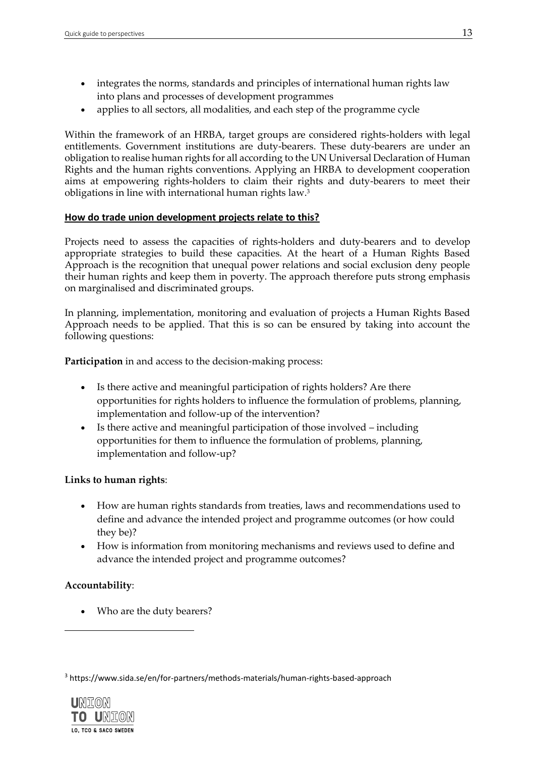- integrates the norms, standards and principles of international human rights law into plans and processes of development programmes
- applies to all sectors, all modalities, and each step of the programme cycle

Within the framework of an HRBA, target groups are considered rights-holders with legal entitlements. Government institutions are duty-bearers. These duty-bearers are under an obligation to realise human rights for all according to the UN Universal Declaration of Human Rights and the human rights conventions. Applying an HRBA to development cooperation aims at empowering rights-holders to claim their rights and duty-bearers to meet their obligations in line with international human rights law.[3]

**How do trade union development projects relate to this?**

Projects need to assess the capacities of rights-holders and duty-bearers and to develop appropriate strategies to build these capacities. At the heart of a Human Rights Based Approach is the recognition that unequal power relations and social exclusion deny people their human rights and keep them in poverty. The approach therefore puts strong emphasis on marginalised and discriminated groups.

In planning, implementation, monitoring and evaluation of projects a Human Rights Based Approach needs to be applied. That this is so can be ensured by taking into account the following questions:

**Participation** in and access to the decision-making process:

- Is there active and meaningful participation of rights holders? Are there opportunities for rights holders to influence the formulation of problems, planning, implementation and follow-up of the intervention?
- Is there active and meaningful participation of those involved – including opportunities for them to influence the formulation of problems, planning, implementation and follow-up?

**Links to human rights**:

- How are human rights standards from treaties, laws and recommendations used to define and advance the intended project and programme outcomes (or how could they be)?
- How is information from monitoring mechanisms and reviews used to define and advance the intended project and programme outcomes?

**Accountability**:

- Who are the duty bearers?

[3] https://www.sida.se/en/for-partners/methods-materials/human-rights-based-approach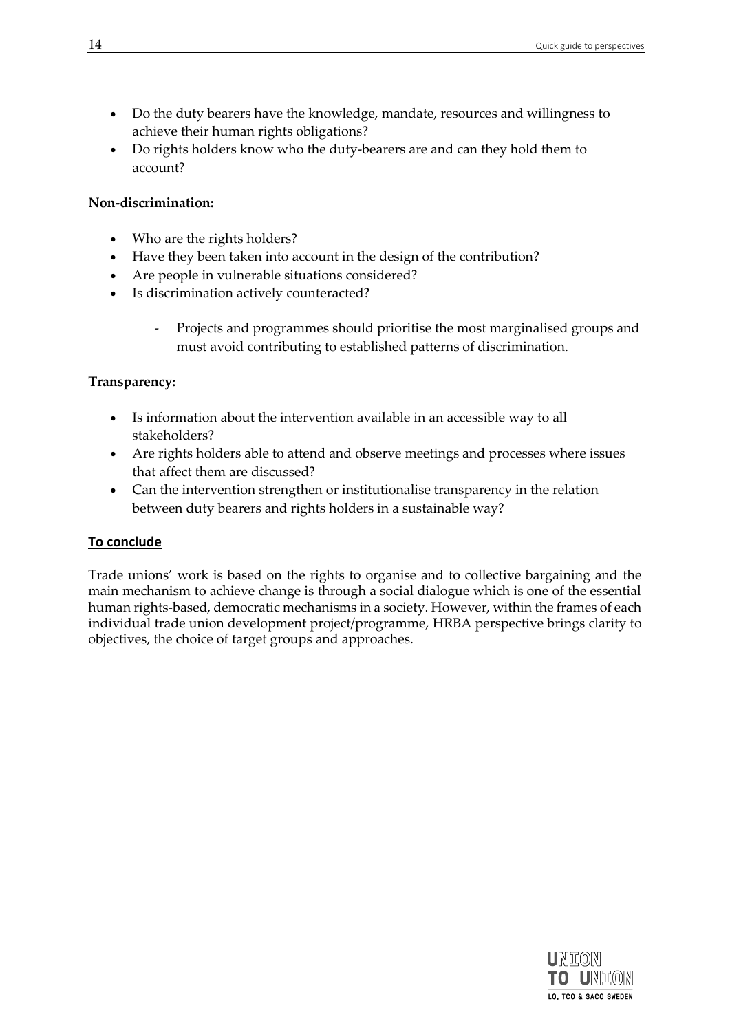- Do the duty bearers have the knowledge, mandate, resources and willingness to achieve their human rights obligations?
- Do rights holders know who the duty-bearers are and can they hold them to account?

**Non-discrimination:**

- Who are the rights holders?
- Have they been taken into account in the design of the contribution?
- Are people in vulnerable situations considered?
- Is discrimination actively counteracted?
    - Projects and programmes should prioritise the most marginalised groups and must avoid contributing to established patterns of discrimination.

**Transparency:**

- Is information about the intervention available in an accessible way to all stakeholders?
- Are rights holders able to attend and observe meetings and processes where issues that affect them are discussed?
- Can the intervention strengthen or institutionalise transparency in the relation between duty bearers and rights holders in a sustainable way?

## To conclude

Trade unions' work is based on the rights to organise and to collective bargaining and the main mechanism to achieve change is through a social dialogue which is one of the essential human rights-based, democratic mechanisms in a society. However, within the frames of each individual trade union development project/programme, HRBA perspective brings clarity to objectives, the choice of target groups and approaches.